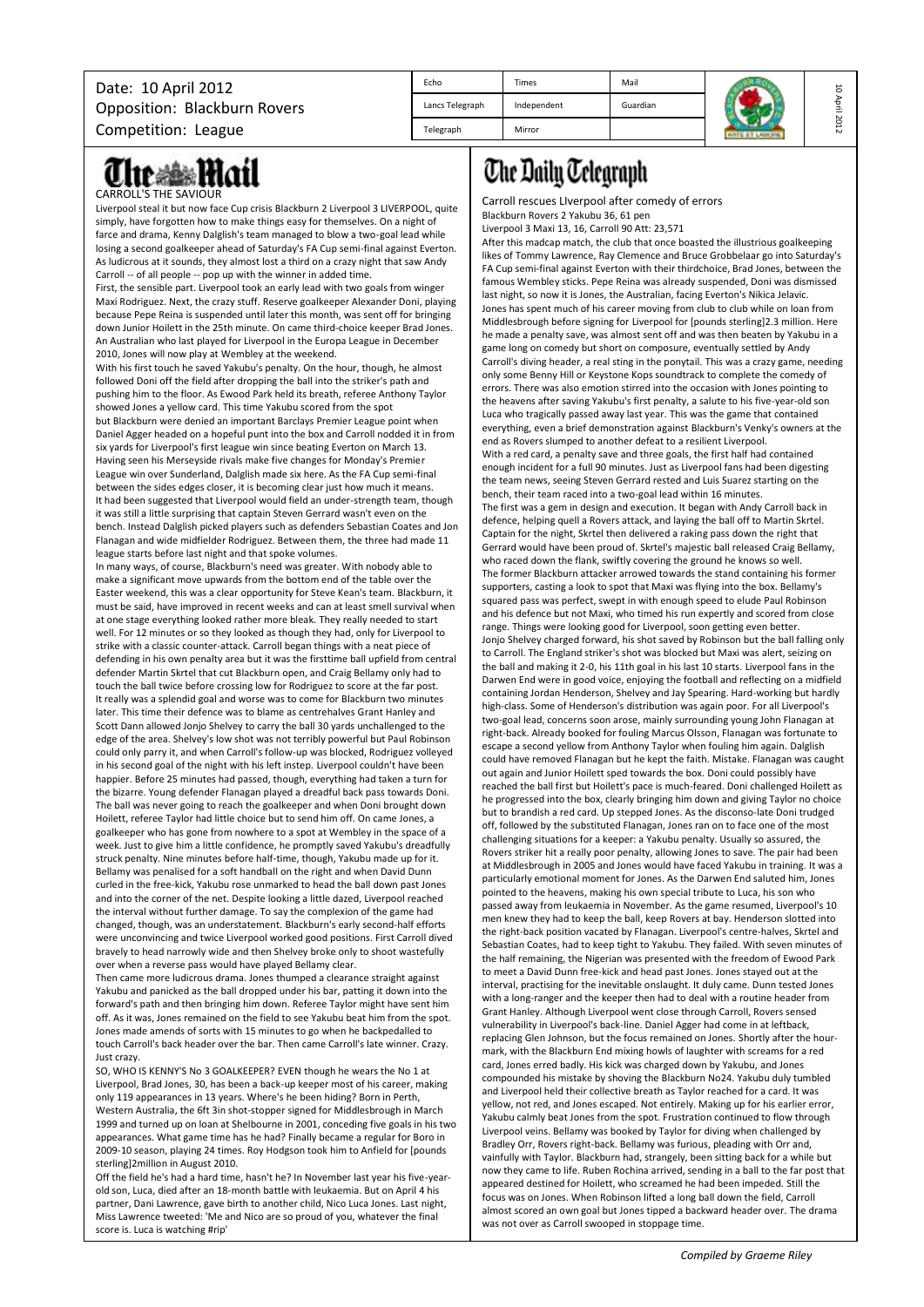Date: 10 April 2012
Opposition: Blackburn Rovers
Competition: League

| Echo | Times | Mail |
|---|---|---|
| Lancs Telegraph | Independent | Guardian |
| Telegraph | Mirror | |

# The Mail

## CARROLL'S THE SAVIOUR

Liverpool steal it but now face Cup crisis Blackburn 2 Liverpool 3 LIVERPOOL, quite simply, have forgotten how to make things easy for themselves. On a night of farce and drama, Kenny Dalglish's team managed to blow a two-goal lead while losing a second goalkeeper ahead of Saturday's FA Cup semi-final against Everton. As ludicrous as it sounds, they almost lost a third on a crazy night that saw Andy Carroll -- of all people -- pop up with the winner in added time.

First, the sensible part. Liverpool took an early lead with two goals from winger Maxi Rodriguez. Next, the crazy stuff. Reserve goalkeeper Alexander Doni, playing because Pepe Reina is suspended until later this month, was sent off for bringing down Junior Hoilett in the 25th minute. On came third-choice keeper Brad Jones. An Australian who last played for Liverpool in the Europa League in December 2010, Jones will now play at Wembley at the weekend.

With his first touch he saved Yakubu's penalty. On the hour, though, he almost followed Doni off the field after dropping the ball into the striker's path and pushing him to the floor. As Ewood Park held its breath, referee Anthony Taylor showed Jones a yellow card. This time Yakubu scored from the spot but Blackburn were denied an important Barclays Premier League point when Daniel Agger headed on a hopeful punt into the box and Carroll nodded it in from six yards for Liverpool's first league win since beating Everton on March 13.

Having seen his Merseyside rivals make five changes for Monday's Premier League win over Sunderland, Dalglish made six here. As the FA Cup semi-final between the sides edges closer, it is becoming clear just how much it means. It had been suggested that Liverpool would field an under-strength team, though it was still a little surprising that captain Steven Gerrard wasn't even on the bench. Instead Dalglish picked players such as defenders Sebastian Coates and Jon Flanagan and wide midfielder Rodriguez. Between them, the three had made 11 league starts before last night and that spoke volumes.

In many ways, of course, Blackburn's need was greater. With nobody able to make a significant move upwards from the bottom end of the table over the Easter weekend, this was a clear opportunity for Steve Kean's team. Blackburn, it must be said, have improved in recent weeks and can at least smell survival when at one stage everything looked rather more bleak. They really needed to start well. For 12 minutes or so they looked as though they had, only for Liverpool to strike with a classic counter-attack. Carroll began things with a neat piece of defending in his own penalty area but it was the firsttime ball upfield from central defender Martin Skrtel that cut Blackburn open, and Craig Bellamy only had to touch the ball twice before crossing low for Rodriguez to score at the far post.

It really was a splendid goal and worse was to come for Blackburn two minutes later. This time their defence was to blame as centrehalves Grant Hanley and Scott Dann allowed Jonjo Shelvey to carry the ball 30 yards unchallenged to the edge of the area. Shelvey's low shot was not terribly powerful but Paul Robinson could only parry it, and when Carroll's follow-up was blocked, Rodriguez volleyed in his second goal of the night with his left instep. Liverpool couldn't have been happier. Before 25 minutes had passed, though, everything had taken a turn for the bizarre. Young defender Flanagan played a dreadful back pass towards Doni. The ball was never going to reach the goalkeeper and when Doni brought down Hoilett, referee Taylor had little choice but to send him off. On came Jones, a goalkeeper who has gone from nowhere to a spot at Wembley in the space of a week. Just to give him a little confidence, he promptly saved Yakubu's dreadfully struck penalty. Nine minutes before half-time, though, Yakubu made up for it. Bellamy was penalised for a soft handball on the right and when David Dunn curled in the free-kick, Yakubu rose unmarked to head the ball down past Jones and into the corner of the net. Despite looking a little dazed, Liverpool reached the interval without further damage. To say the complexion of the game had changed, though, was an understatement. Blackburn's early second-half efforts were unconvincing and twice Liverpool worked good positions. First Carroll dived bravely to head narrowly wide and then Shelvey broke only to shoot wastefully over when a reverse pass would have played Bellamy clear.

Then came more ludicrous drama. Jones thumped a clearance straight against Yakubu and panicked as the ball dropped under his bar, patting it down into the forward's path and then bringing him down. Referee Taylor might have sent him off. As it was, Jones remained on the field to see Yakubu beat him from the spot. Jones made amends of sorts with 15 minutes to go when he backpedalled to touch Carroll's back header over the bar. Then came Carroll's late winner. Crazy. Just crazy.

SO, WHO IS KENNY'S No 3 GOALKEEPER? EVEN though he wears the No 1 at Liverpool, Brad Jones, 30, has been a back-up keeper most of his career, making only 119 appearances in 13 years. Where's he been hiding? Born in Perth, Western Australia, the 6ft 3in shot-stopper signed for Middlesbrough in March 1999 and turned up on loan at Shelbourne in 2001, conceding five goals in his two appearances. What game time has he had? Finally became a regular for Boro in 2009-10 season, playing 24 times. Roy Hodgson took him to Anfield for [pounds sterling]2million in August 2010.

Off the field he's had a hard time, hasn't he? In November last year his five-year-old son, Luca, died after an 18-month battle with leukaemia. But on April 4 his partner, Dani Lawrence, gave birth to another child, Nico Luca Jones. Last night, Miss Lawrence tweeted: 'Me and Nico are so proud of you, whatever the final score is. Luca is watching #rip'

# The Daily Telegraph

## Carroll rescues LIverpool after comedy of errors

Blackburn Rovers 2 Yakubu 36, 61 pen
Liverpool 3 Maxi 13, 16, Carroll 90 Att: 23,571

After this madcap match, the club that once boasted the illustrious goalkeeping likes of Tommy Lawrence, Ray Clemence and Bruce Grobbelaar go into Saturday's FA Cup semi-final against Everton with their thirdchoice, Brad Jones, between the famous Wembley sticks. Pepe Reina was already suspended, Doni was dismissed last night, so now it is Jones, the Australian, facing Everton's Nikica Jelavic. Jones has spent much of his career moving from club to club while on loan from Middlesbrough before signing for Liverpool for [pounds sterling]2.3 million. Here he made a penalty save, was almost sent off and was then beaten by Yakubu in a game long on comedy but short on composure, eventually settled by Andy Carroll's diving header, a real sting in the ponytail. This was a crazy game, needing only some Benny Hill or Keystone Kops soundtrack to complete the comedy of errors. There was also emotion stirred into the occasion with Jones pointing to the heavens after saving Yakubu's first penalty, a salute to his five-year-old son Luca who tragically passed away last year. This was the game that contained everything, even a brief demonstration against Blackburn's Venky's owners at the end as Rovers slumped to another defeat to a resilient Liverpool.

With a red card, a penalty save and three goals, the first half had contained enough incident for a full 90 minutes. Just as Liverpool fans had been digesting the team news, seeing Steven Gerrard rested and Luis Suarez starting on the bench, their team raced into a two-goal lead within 16 minutes.

The first was a gem in design and execution. It began with Andy Carroll back in defence, helping quell a Rovers attack, and laying the ball off to Martin Skrtel. Captain for the night, Skrtel then delivered a raking pass down the right that Gerrard would have been proud of. Skrtel's majestic ball released Craig Bellamy, who raced down the flank, swiftly covering the ground he knows so well.

The former Blackburn attacker arrowed towards the stand containing his former supporters, casting a look to spot that Maxi was flying into the box. Bellamy's squared pass was perfect, swept in with enough speed to elude Paul Robinson and his defence but not Maxi, who timed his run expertly and scored from close range. Things were looking good for Liverpool, soon getting even better.

Jonjo Shelvey charged forward, his shot saved by Robinson but the ball falling only to Carroll. The England striker's shot was blocked but Maxi was alert, seizing on the ball and making it 2-0, his 11th goal in his last 10 starts. Liverpool fans in the Darwen End were in good voice, enjoying the football and reflecting on a midfield containing Jordan Henderson, Shelvey and Jay Spearing. Hard-working but hardly high-class. Some of Henderson's distribution was again poor. For all Liverpool's two-goal lead, concerns soon arose, mainly surrounding young John Flanagan at right-back. Already booked for fouling Marcus Olsson, Flanagan was fortunate to escape a second yellow from Anthony Taylor when fouling him again. Dalglish could have removed Flanagan but he kept the faith. Mistake. Flanagan was caught out again and Junior Hoilett sped towards the box. Doni could possibly have reached the ball first but Hoilett's pace is much-feared. Doni challenged Hoilett as he progressed into the box, clearly bringing him down and giving Taylor no choice but to brandish a red card. Up stepped Jones. As the disconso-late Doni trudged off, followed by the substituted Flanagan, Jones ran on to face one of the most challenging situations for a keeper: a Yakubu penalty. Usually so assured, the Rovers striker hit a really poor penalty, allowing Jones to save. The pair had been at Middlesbrough in 2005 and Jones would have faced Yakubu in training. It was a particularly emotional moment for Jones. As the Darwen End saluted him, Jones pointed to the heavens, making his own special tribute to Luca, his son who passed away from leukemia in November. As the game resumed, Liverpool's 10 men knew they had to keep the ball, keep Rovers at bay. Henderson slotted into the right-back position vacated by Flanagan. Liverpool's centre-halves, Skrtel and Sebastian Coates, had to keep tight to Yakubu. They failed. With seven minutes of the half remaining, the Nigerian was presented with the freedom of Ewood Park to meet a David Dunn free-kick and head past Jones. Jones stayed out at the interval, practising for the inevitable onslaught. It duly came. Dunn tested Jones with a long-ranger and the keeper then had to deal with a routine header from Grant Hanley. Although Liverpool went close through Carroll, Rovers sensed vulnerability in Liverpool's back-line. Daniel Agger had come in at leftback, replacing Glen Johnson, but the focus remained on Jones. Shortly after the hour-mark, with the Blackburn End mixing howls of laughter with screams for a red card, Jones erred badly. His kick was charged down by Yakubu, and Jones compounded his mistake by shoving the Blackburn No24. Yakubu duly tumbled and Liverpool held their collective breath as Taylor reached for a card. It was yellow, not red, and Jones escaped. Not entirely. Making up for his earlier error, Yakubu calmly beat Jones from the spot. Frustration continued to flow through Liverpool veins. Bellamy was booked by Taylor for diving when challenged by Bradley Orr, Rovers right-back. Bellamy was furious, pleading with Orr and, vainfully with Taylor. Blackburn had, strangely, been sitting back for a while but now they came to life. Ruben Rochina arrived, sending in a ball to the far post that appeared destined for Hoilett, who screamed he had been impeded. Still the focus was on Jones. When Robinson lifted a long ball down the field, Carroll almost scored an own goal but Jones tipped a backward header over. The drama was not over as Carroll swooped in stoppage time.

*Compiled by Graeme Riley*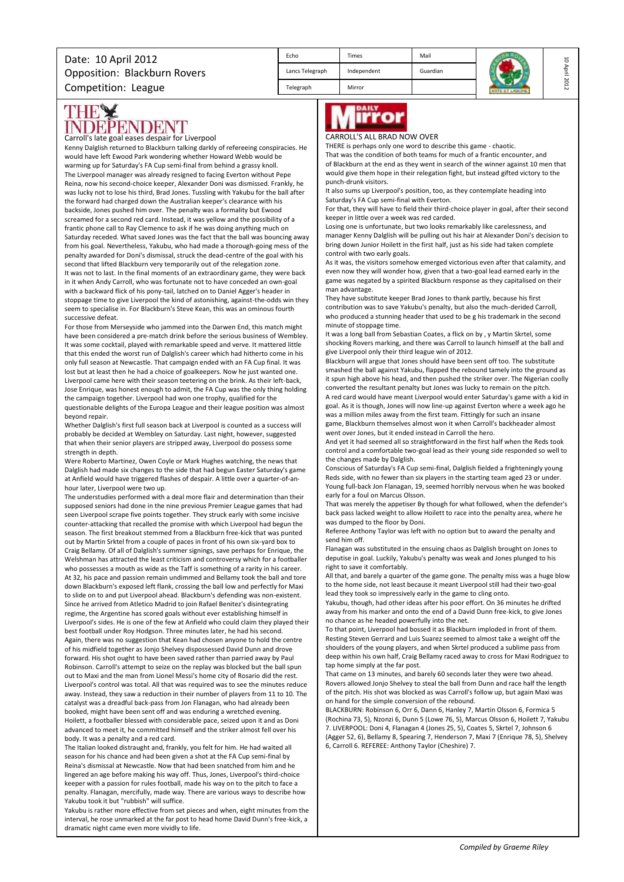Date: 10 April 2012
Opposition: Blackburn Rovers
Competition: League

| Echo | Times | Mail |
|---|---|---|
| Lancs Telegraph | Independent | Guardian |
| Telegraph | Mirror | |

## THE INDEPENDENT

### Carroll's late goal eases despair for Liverpool

Kenny Dalglish returned to Blackburn talking darkly of refereeing conspiracies. He would have left Ewood Park wondering whether Howard Webb would be warming up for Saturday's FA Cup semi-final from behind a grassy knoll.

The Liverpool manager was already resigned to facing Everton without Pepe Reina, now his second-choice keeper, Alexander Doni was dismissed. Frankly, he was lucky not to lose his third, Brad Jones. Tussling with Yakubu for the ball after the forward had charged down the Australian keeper's clearance with his backside, Jones pushed him over. The penalty was a formality but Ewood screamed for a second red card. Instead, it was yellow and the possibility of a frantic phone call to Ray Clemence to ask if he was doing anything much on Saturday receded. What saved Jones was the fact that the ball was bouncing away from his goal. Nevertheless, Yakubu, who had made a thorough-going mess of the penalty awarded for Doni's dismissal, struck the dead-centre of the goal with his second that lifted Blackburn very temporarily out of the relegation zone.

It was not to last. In the final moments of an extraordinary game, they were back in it when Andy Carroll, who was fortunate not to have conceded an own-goal with a backward flick of his pony-tail, latched on to Daniel Agger's header in stoppage time to give Liverpool the kind of astonishing, against-the-odds win they seem to specialise in. For Blackburn's Steve Kean, this was an ominous fourth successive defeat.

For those from Merseyside who jammed into the Darwen End, this match might have been considered a pre-match drink before the serious business of Wembley. It was some cocktail, played with remarkable speed and verve. It mattered little that this ended the worst run of Dalglish's career which had hitherto come in his only full season at Newcastle. That campaign ended with an FA Cup final. It was lost but at least then he had a choice of goalkeepers. Now he just wanted one. Liverpool came here with their season teetering on the brink. As their left-back, Jose Enrique, was honest enough to admit, the FA Cup was the only thing holding the campaign together. Liverpool had won one trophy, qualified for the questionable delights of the Europa League and their league position was almost beyond repair.

Whether Dalglish's first full season back at Liverpool is counted as a success will probably be decided at Wembley on Saturday. Last night, however, suggested that when their senior players are stripped away, Liverpool do possess some strength in depth.

Were Roberto Martinez, Owen Coyle or Mark Hughes watching, the news that Dalglish had made six changes to the side that had begun Easter Saturday's game at Anfield would have triggered flashes of despair. A little over a quarter-of-an-hour later, Liverpool were two up.

The understudies performed with a deal more flair and determination than their supposed seniors had done in the nine previous Premier League games that had seen Liverpool scrape five points together. They struck early with some incisive counter-attacking that recalled the promise with which Liverpool had begun the season. The first breakout stemmed from a Blackburn free-kick that was punted out by Martin Srktel from a couple of paces in front of his own six-yard box to Craig Bellamy. Of all of Dalglish's summer signings, save perhaps for Enrique, the Welshman has attracted the least criticism and controversy which for a footballer who possesses a mouth as wide as the Taff is something of a rarity in his career. At 32, his pace and passion remain undimmed and Bellamy took the ball and tore down Blackburn's exposed left flank, crossing the ball low and perfectly for Maxi to slide on to and put Liverpool ahead. Blackburn's defending was non-existent. Since he arrived from Atletico Madrid to join Rafael Benitez's disintegrating regime, the Argentine has scored goals without ever establishing himself in Liverpool's sides. He is one of the few at Anfield who could claim they played their best football under Roy Hodgson. Three minutes later, he had his second.

Again, there was no suggestion that Kean had chosen anyone to hold the centre of his midfield together as Jonjo Shelvey dispossessed David Dunn and drove forward. His shot ought to have been saved rather than parried away by Paul Robinson. Carroll's attempt to seize on the replay was blocked but the ball spun out to Maxi and the man from Lionel Messi's home city of Rosario did the rest. Liverpool's control was total. All that was required was to see the minutes reduce away. Instead, they saw a reduction in their number of players from 11 to 10. The catalyst was a dreadful back-pass from Jon Flanagan, who had already been booked, might have been sent off and was enduring a wretched evening.

Hoilett, a footballer blessed with considerable pace, seized upon it and as Doni advanced to meet it, he committed himself and the striker almost fell over his body. It was a penalty and a red card.

The Italian looked distraught and, frankly, you felt for him. He had waited all season for his chance and had been given a shot at the FA Cup semi-final by Reina's dismissal at Newcastle. Now that had been snatched from him and he lingered an age before making his way off. Thus, Jones, Liverpool's third-choice keeper with a passion for rules football, made his way on to the pitch to face a penalty. Flanagan, mercifully, made way. There are various ways to describe how Yakubu took it but "rubbish" will suffice.

Yakubu is rather more effective from set pieces and when, eight minutes from the interval, he rose unmarked at the far post to head home David Dunn's free-kick, a dramatic night came even more vividly to life.

## Daily Mirror

### CARROLL'S ALL BRAD NOW OVER

THERE is perhaps only one word to describe this game - chaotic.

That was the condition of both teams for much of a frantic encounter, and of Blackburn at the end as they went in search of the winner against 10 men that would give them hope in their relegation fight, but instead gifted victory to the punch-drunk visitors.

It also sums up Liverpool's position, too, as they contemplate heading into Saturday's FA Cup semi-final with Everton.

For that, they will have to field their third-choice player in goal, after their second keeper in little over a week was red carded.

Losing one is unfortunate, but two looks remarkably like carelessness, and manager Kenny Dalglish will be pulling out his hair at Alexander Doni's decision to bring down Junior Hoilett in the first half, just as his side had taken complete control with two early goals.

As it was, the visitors somehow emerged victorious even after that calamity, and even now they will wonder how, given that a two-goal lead earned early in the game was negated by a spirited Blackburn response as they capitalised on their man advantage.

They have substitute keeper Brad Jones to thank partly, because his first contribution was to save Yakubu's penalty, but also the much-derided Carroll, who produced a stunning header that used to be g his trademark in the second minute of stoppage time.

It was a long ball from Sebastian Coates, a flick on by , y Martin Skrtel, some shocking Rovers marking, and there was Carroll to launch himself at the ball and give Liverpool only their third league win of 2012.

Blackburn will argue that Jones should have been sent off too. The substitute smashed the ball against Yakubu, flapped the rebound tamely into the ground as it spun high above his head, and then pushed the striker over. The Nigerian coolly converted the resultant penalty but Jones was lucky to remain on the pitch.

A red card would have meant Liverpool would enter Saturday's game with a kid in goal. As it is though, Jones will now line-up against Everton where a week ago he was a million miles away from the first team. Fittingly for such an insane game, Blackburn themselves almost won it when Carroll's backheader almost went over Jones, but it ended instead in Carroll the hero.

And yet it had seemed all so straightforward in the first half when the Reds took control and a comfortable two-goal lead as their young side responded so well to the changes made by Dalglish.

Conscious of Saturday's FA Cup semi-final, Dalglish fielded a frighteningly young Reds side, with no fewer than six players in the starting team aged 23 or under. Young full-back Jon Flanagan, 19, seemed horribly nervous when he was booked early for a foul on Marcus Olsson.

That was merely the appetiser By though for what followed, when the defender's back pass lacked weight to allow Hoilett to race into the penalty area, where he was dumped to the floor by Doni.

Referee Anthony Taylor was left with no option but to award the penalty and send him off.

Flanagan was substituted in the ensuing chaos as Dalglish brought on Jones to deputise in goal. Luckily, Yakubu's penalty was weak and Jones plunged to his right to save it comfortably.

All that, and barely a quarter of the game gone. The penalty miss was a huge blow to the home side, not least because it meant Liverpool still had their two-goal lead they took so impressively early in the game to cling onto.

Yakubu, though, had other ideas after his poor effort. On 36 minutes he drifted away from his marker and onto the end of a David Dunn free-kick, to give Jones no chance as he headed powerfully into the net.

To that point, Liverpool had bossed it as Blackburn imploded in front of them. Resting Steven Gerrard and Luis Suarez seemed to almost take a weight off the shoulders of the young players, and when Skrtel produced a sublime pass from deep within his own half, Craig Bellamy raced away to cross for Maxi Rodriguez to tap home simply at the far post.

That came on 13 minutes, and barely 60 seconds later they were two ahead. Rovers allowed Jonjo Shelvey to steal the ball from Dunn and race half the length of the pitch. His shot was blocked as was Carroll's follow up, but again Maxi was on hand for the simple conversion of the rebound.

BLACKBURN: Robinson 6, Orr 6, Dann 6, Hanley 7, Martin Olsson 6, Formica 5 (Rochina 73, 5), Nzonzi 6, Dunn 5 (Lowe 76, 5), Marcus Olsson 6, Hoilett 7, Yakubu 7. LIVERPOOL: Doni 4, Flanagan 4 (Jones 25, 5), Coates 5, Skrtel 7, Johnson 6 (Agger 52, 6), Bellamy 8, Spearing 7, Henderson 7, Maxi 7 (Enrique 78, 5), Shelvey 6, Carroll 6. REFEREE: Anthony Taylor (Cheshire) 7.

*Compiled by Graeme Riley*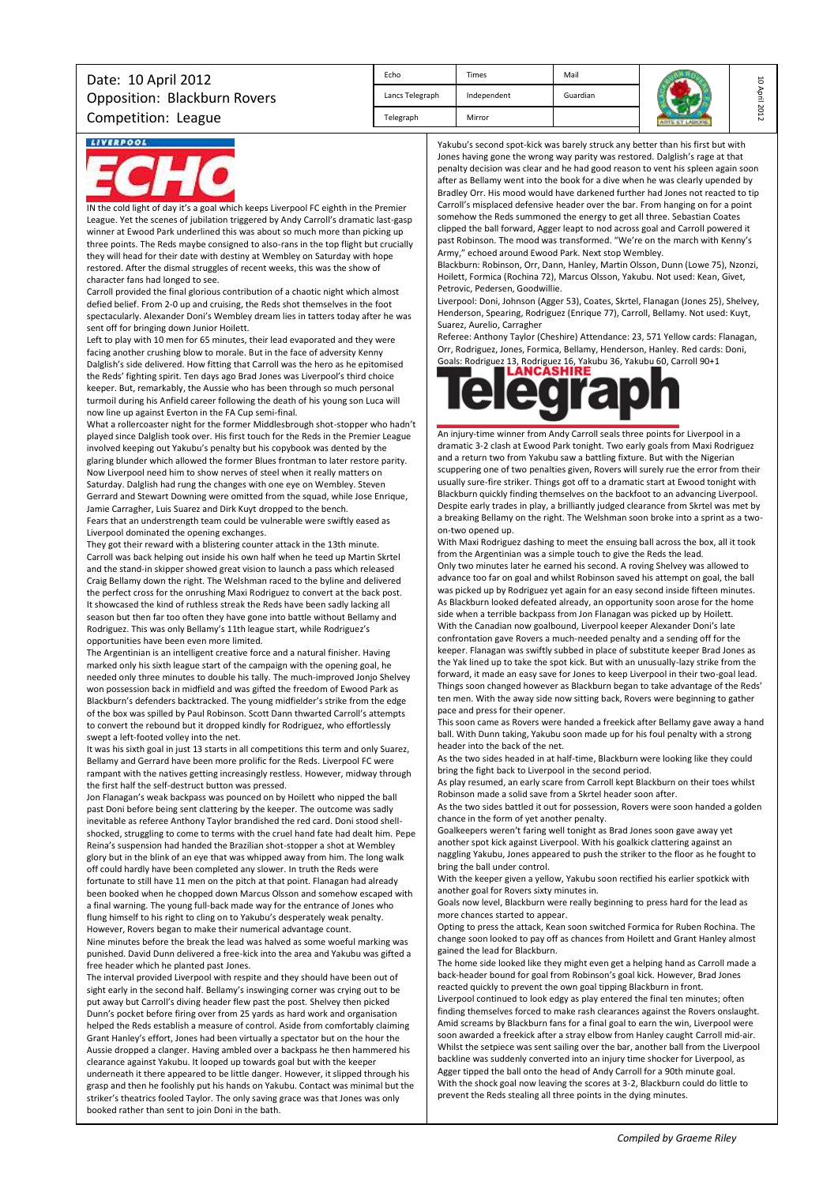Date: 10 April 2012
Opposition: Blackburn Rovers
Competition: League

| | | |
|---|---|---|
| Echo | Times | Mail |
| Lancs Telegraph | Independent | Guardian |
| Telegraph | Mirror | |

## LIVERPOOL ECHO

IN the cold light of day it's a goal which keeps Liverpool FC eighth in the Premier League. Yet the scenes of jubilation triggered by Andy Carroll's dramatic last-gasp winner at Ewood Park underlined this was about so much more than picking up three points. The Reds maybe consigned to also-rans in the top flight but crucially they will head for their date with destiny at Wembley on Saturday with hope restored. After the dismal struggles of recent weeks, this was the show of character fans had longed to see.

Carroll provided the final glorious contribution of a chaotic night which almost defied belief. From 2-0 up and cruising, the Reds shot themselves in the foot spectacularly. Alexander Doni's Wembley dream lies in tatters today after he was sent off for bringing down Junior Hoilett.

Left to play with 10 men for 65 minutes, their lead evaporated and they were facing another crushing blow to morale. But in the face of adversity Kenny Dalglish's side delivered. How fitting that Carroll was the hero as he epitomised the Reds' fighting spirit. Ten days ago Brad Jones was Liverpool's third choice keeper. But, remarkably, the Aussie who has been through so much personal turmoil during his Anfield career following the death of his young son Luca will now line up against Everton in the FA Cup semi-final.

What a rollercoaster night for the former Middlesbrough shot-stopper who hadn't played since Dalglish took over. His first touch for the Reds in the Premier League involved keeping out Yakubu's penalty but his copybook was dented by the glaring blunder which allowed the former Blues frontman to later restore parity. Now Liverpool need him to show nerves of steel when it really matters on Saturday. Dalglish had rung the changes with one eye on Wembley. Steven Gerrard and Stewart Downing were omitted from the squad, while Jose Enrique, Jamie Carragher, Luis Suarez and Dirk Kuyt dropped to the bench.

Fears that an understrength team could be vulnerable were swiftly eased as Liverpool dominated the opening exchanges.

They got their reward with a blistering counter attack in the 13th minute. Carroll was back helping out inside his own half when he teed up Martin Skrtel and the stand-in skipper showed great vision to launch a pass which released Craig Bellamy down the right. The Welshman raced to the byline and delivered the perfect cross for the onrushing Maxi Rodriguez to convert at the back post. It showcased the kind of ruthless streak the Reds have been sadly lacking all season but then far too often they have gone into battle without Bellamy and Rodriguez. This was only Bellamy's 11th league start, while Rodriguez's opportunities have been even more limited.

The Argentinian is an intelligent creative force and a natural finisher. Having marked only his sixth league start of the campaign with the opening goal, he needed only three minutes to double his tally. The much-improved Jonjo Shelvey won possession back in midfield and was gifted the freedom of Ewood Park as Blackburn's defenders backtracked. The young midfielder's strike from the edge of the box was spilled by Paul Robinson. Scott Dann thwarted Carroll's attempts to convert the rebound but it dropped kindly for Rodriguez, who effortlessly swept a left-footed volley into the net.

It was his sixth goal in just 13 starts in all competitions this term and only Suarez, Bellamy and Gerrard have been more prolific for the Reds. Liverpool FC were rampant with the natives getting increasingly restless. However, midway through the first half the self-destruct button was pressed.

Jon Flanagan's weak backpass was pounced on by Hoilett who nipped the ball past Doni before being sent clattering by the keeper. The outcome was sadly inevitable as referee Anthony Taylor brandished the red card. Doni stood shell-shocked, struggling to come to terms with the cruel hand fate had dealt him. Pepe Reina's suspension had handed the Brazilian shot-stopper a shot at Wembley glory but in the blink of an eye that was whipped away from him. The long walk off could hardly have been completed any slower. In truth the Reds were fortunate to still have 11 men on the pitch at that point. Flanagan had already been booked when he chopped down Marcus Olsson and somehow escaped with a final warning. The young full-back made way for the entrance of Jones who flung himself to his right to cling on to Yakubu's desperately weak penalty. However, Rovers began to make their numerical advantage count.

Nine minutes before the break the lead was halved as some woeful marking was punished. David Dunn delivered a free-kick into the area and Yakubu was gifted a free header which he planted past Jones.

The interval provided Liverpool with respite and they should have been out of sight early in the second half. Bellamy's inswinging corner was crying out to be put away but Carroll's diving header flew past the post. Shelvey then picked Dunn's pocket before firing over from 25 yards as hard work and organisation helped the Reds establish a measure of control. Aside from comfortably claiming Grant Hanley's effort, Jones had been virtually a spectator but on the hour the Aussie dropped a clanger. Having ambled over a backpass he then hammered his clearance against Yakubu. It looped up towards goal but with the keeper underneath it there appeared to be little danger. However, it slipped through his grasp and then he foolishly put his hands on Yakubu. Contact was minimal but the striker's theatrics fooled Taylor. The only saving grace was that Jones was only booked rather than sent to join Doni in the bath.

Yakubu's second spot-kick was barely struck any better than his first but with Jones having gone the wrong way parity was restored. Dalglish's rage at that penalty decision was clear and he had good reason to vent his spleen again soon after as Bellamy went into the book for a dive when he was clearly upended by Bradley Orr. His mood would have darkened further had Jones not reacted to tip Carroll's misplaced defensive header over the bar. From hanging on for a point somehow the Reds summoned the energy to get all three. Sebastian Coates clipped the ball forward, Agger leapt to nod across goal and Carroll powered it past Robinson. The mood was transformed. "We're on the march with Kenny's Army," echoed around Ewood Park. Next stop Wembley.

Blackburn: Robinson, Orr, Dann, Hanley, Martin Olsson, Dunn (Lowe 75), Nzonzi, Hoilett, Formica (Rochina 72), Marcus Olsson, Yakubu. Not used: Kean, Givet, Petrovic, Pedersen, Goodwillie.

Liverpool: Doni, Johnson (Agger 53), Coates, Skrtel, Flanagan (Jones 25), Shelvey, Henderson, Spearing, Rodriguez (Enrique 77), Carroll, Bellamy. Not used: Kuyt, Suarez, Aurelio, Carragher

Referee: Anthony Taylor (Cheshire) Attendance: 23, 571 Yellow cards: Flanagan, Orr, Rodriguez, Jones, Formica, Bellamy, Henderson, Hanley. Red cards: Doni, Goals: Rodriguez 13, Rodriguez 16, Yakubu 36, Yakubu 60, Carroll 90+1

## LANCASHIRE Telegraph

An injury-time winner from Andy Carroll seals three points for Liverpool in a dramatic 3-2 clash at Ewood Park tonight. Two early goals from Maxi Rodriguez and a return two from Yakubu saw a battling fixture. But with the Nigerian scuppering one of two penalties given, Rovers will surely rue the error from their usually sure-fire striker. Things got off to a dramatic start at Ewood tonight with Blackburn quickly finding themselves on the backfoot to an advancing Liverpool. Despite early trades in play, a brilliantly judged clearance from Skrtel was met by a breaking Bellamy on the right. The Welshman soon broke into a sprint as a two-on-two opened up.

With Maxi Rodriguez dashing to meet the ensuing ball across the box, all it took from the Argentinian was a simple touch to give the Reds the lead.

Only two minutes later he earned his second. A roving Shelvey was allowed to advance too far on goal and whilst Robinson saved his attempt on goal, the ball was picked up by Rodriguez yet again for an easy second inside fifteen minutes.

As Blackburn looked defeated already, an opportunity soon arose for the home side when a terrible backpass from Jon Flanagan was picked up by Hoilett.

With the Canadian now goalbound, Liverpool keeper Alexander Doni's late confrontation gave Rovers a much-needed penalty and a sending off for the keeper. Flanagan was swiftly subbed in place of substitute keeper Brad Jones as the Yak lined up to take the spot kick. But with an unusually-lazy strike from the forward, it made an easy save for Jones to keep Liverpool in their two-goal lead. Things soon changed however as Blackburn began to take advantage of the Reds' ten men. With the away side now sitting back, Rovers were beginning to gather pace and press for their opener.

This soon came as Rovers were handed a freekick after Bellamy gave away a hand ball. With Dunn taking, Yakubu soon made up for his foul penalty with a strong header into the back of the net.

As the two sides headed in at half-time, Blackburn were looking like they could bring the fight back to Liverpool in the second period.

As play resumed, an early scare from Carroll kept Blackburn on their toes whilst Robinson made a solid save from a Skrtel header soon after.

As the two sides battled it out for possession, Rovers were soon handed a golden chance in the form of yet another penalty.

Goalkeepers weren't faring well tonight as Brad Jones soon gave away yet another spot kick against Liverpool. With his goalkick clattering against an naggling Yakubu, Jones appeared to push the striker to the floor as he fought to bring the ball under control.

With the keeper given a yellow, Yakubu soon rectified his earlier spotkick with another goal for Rovers sixty minutes in.

Goals now level, Blackburn were really beginning to press hard for the lead as more chances started to appear.

Opting to press the attack, Kean soon switched Formica for Ruben Rochina. The change soon looked to pay off as chances from Hoilett and Grant Hanley almost gained the lead for Blackburn.

The home side looked like they might even get a helping hand as Carroll made a back-header bound for goal from Robinson's goal kick. However, Brad Jones reacted quickly to prevent the own goal tipping Blackburn in front.

Liverpool continued to look edgy as play entered the final ten minutes; often finding themselves forced to make rash clearances against the Rovers onslaught. Amid screams by Blackburn fans for a final goal to earn the win, Liverpool were soon awarded a freekick after a stray elbow from Hanley caught Carroll mid-air. Whilst the setpiece was sent sailing over the bar, another ball from the Liverpool backline was suddenly converted into an injury time shocker for Liverpool, as Agger tipped the ball onto the head of Andy Carroll for a 90th minute goal. With the shock goal now leaving the scores at 3-2, Blackburn could do little to prevent the Reds stealing all three points in the dying minutes.

*Compiled by Graeme Riley*